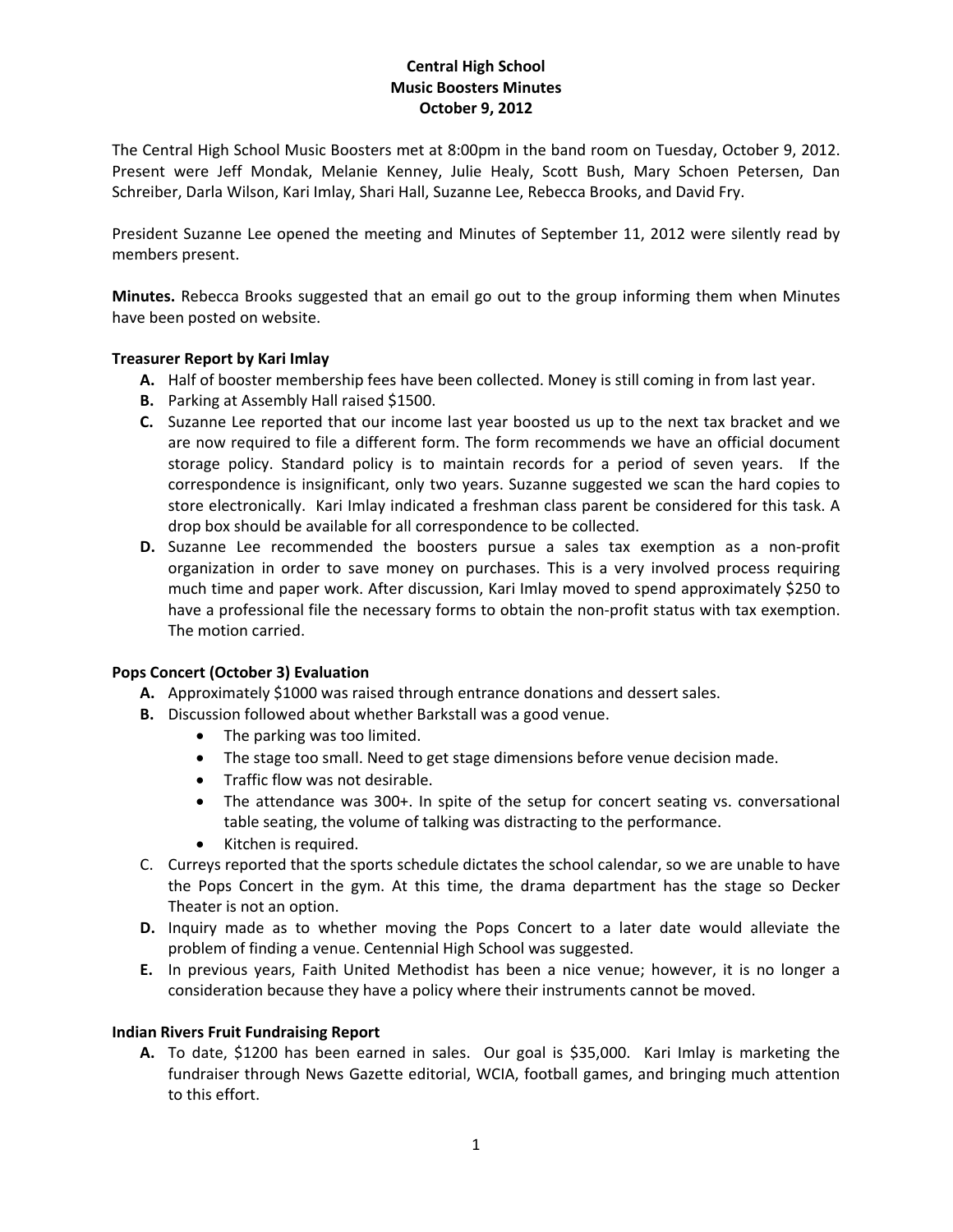**Central High School**
**Music Boosters Minutes**
**October 9, 2012**

The Central High School Music Boosters met at 8:00pm in the band room on Tuesday, October 9, 2012. Present were Jeff Mondak, Melanie Kenney, Julie Healy, Scott Bush, Mary Schoen Petersen, Dan Schreiber, Darla Wilson, Kari Imlay, Shari Hall, Suzanne Lee, Rebecca Brooks, and David Fry.

President Suzanne Lee opened the meeting and Minutes of September 11, 2012 were silently read by members present.

**Minutes.** Rebecca Brooks suggested that an email go out to the group informing them when Minutes have been posted on website.

**Treasurer Report by Kari Imlay**

- **A.** Half of booster membership fees have been collected. Money is still coming in from last year.
- **B.** Parking at Assembly Hall raised $1500.
- **C.** Suzanne Lee reported that our income last year boosted us up to the next tax bracket and we are now required to file a different form. The form recommends we have an official document storage policy. Standard policy is to maintain records for a period of seven years. If the correspondence is insignificant, only two years. Suzanne suggested we scan the hard copies to store electronically. Kari Imlay indicated a freshman class parent be considered for this task. A drop box should be available for all correspondence to be collected.
- **D.** Suzanne Lee recommended the boosters pursue a sales tax exemption as a non-profit organization in order to save money on purchases. This is a very involved process requiring much time and paper work. After discussion, Kari Imlay moved to spend approximately $250 to have a professional file the necessary forms to obtain the non-profit status with tax exemption. The motion carried.

**Pops Concert (October 3) Evaluation**

- **A.** Approximately $1000 was raised through entrance donations and dessert sales.
- **B.** Discussion followed about whether Barkstall was a good venue.
  - The parking was too limited.
  - The stage too small. Need to get stage dimensions before venue decision made.
  - Traffic flow was not desirable.
  - The attendance was 300+. In spite of the setup for concert seating vs. conversational table seating, the volume of talking was distracting to the performance.
  - Kitchen is required.
- C. Curreys reported that the sports schedule dictates the school calendar, so we are unable to have the Pops Concert in the gym. At this time, the drama department has the stage so Decker Theater is not an option.
- **D.** Inquiry made as to whether moving the Pops Concert to a later date would alleviate the problem of finding a venue. Centennial High School was suggested.
- **E.** In previous years, Faith United Methodist has been a nice venue; however, it is no longer a consideration because they have a policy where their instruments cannot be moved.

**Indian Rivers Fruit Fundraising Report**

- **A.** To date, $1200 has been earned in sales. Our goal is $35,000. Kari Imlay is marketing the fundraiser through News Gazette editorial, WCIA, football games, and bringing much attention to this effort.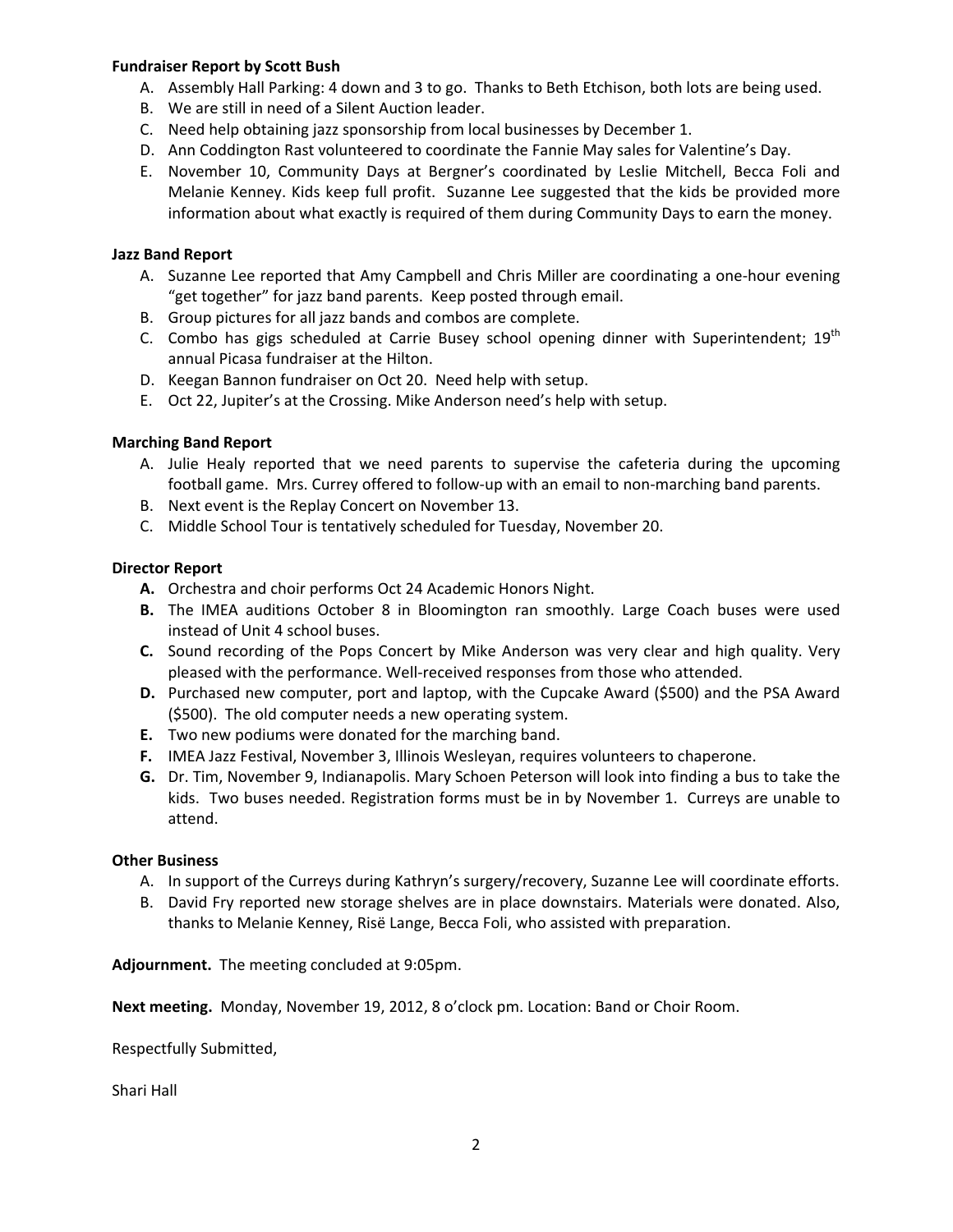**Fundraiser Report by Scott Bush**

A. Assembly Hall Parking: 4 down and 3 to go. Thanks to Beth Etchison, both lots are being used.
B. We are still in need of a Silent Auction leader.
C. Need help obtaining jazz sponsorship from local businesses by December 1.
D. Ann Coddington Rast volunteered to coordinate the Fannie May sales for Valentine's Day.
E. November 10, Community Days at Bergner's coordinated by Leslie Mitchell, Becca Foli and Melanie Kenney. Kids keep full profit. Suzanne Lee suggested that the kids be provided more information about what exactly is required of them during Community Days to earn the money.

**Jazz Band Report**

A. Suzanne Lee reported that Amy Campbell and Chris Miller are coordinating a one-hour evening "get together" for jazz band parents. Keep posted through email.
B. Group pictures for all jazz bands and combos are complete.
C. Combo has gigs scheduled at Carrie Busey school opening dinner with Superintendent; 19th annual Picasa fundraiser at the Hilton.
D. Keegan Bannon fundraiser on Oct 20. Need help with setup.
E. Oct 22, Jupiter's at the Crossing. Mike Anderson need's help with setup.

**Marching Band Report**

A. Julie Healy reported that we need parents to supervise the cafeteria during the upcoming football game. Mrs. Currey offered to follow-up with an email to non-marching band parents.
B. Next event is the Replay Concert on November 13.
C. Middle School Tour is tentatively scheduled for Tuesday, November 20.

**Director Report**

**A.** Orchestra and choir performs Oct 24 Academic Honors Night.
**B.** The IMEA auditions October 8 in Bloomington ran smoothly. Large Coach buses were used instead of Unit 4 school buses.
**C.** Sound recording of the Pops Concert by Mike Anderson was very clear and high quality. Very pleased with the performance. Well-received responses from those who attended.
**D.** Purchased new computer, port and laptop, with the Cupcake Award ($500) and the PSA Award ($500). The old computer needs a new operating system.
**E.** Two new podiums were donated for the marching band.
**F.** IMEA Jazz Festival, November 3, Illinois Wesleyan, requires volunteers to chaperone.
**G.** Dr. Tim, November 9, Indianapolis. Mary Schoen Peterson will look into finding a bus to take the kids. Two buses needed. Registration forms must be in by November 1. Curreys are unable to attend.

**Other Business**

A. In support of the Curreys during Kathryn's surgery/recovery, Suzanne Lee will coordinate efforts.
B. David Fry reported new storage shelves are in place downstairs. Materials were donated. Also, thanks to Melanie Kenney, Risë Lange, Becca Foli, who assisted with preparation.

**Adjournment.** The meeting concluded at 9:05pm.

**Next meeting.** Monday, November 19, 2012, 8 o'clock pm. Location: Band or Choir Room.

Respectfully Submitted,

Shari Hall